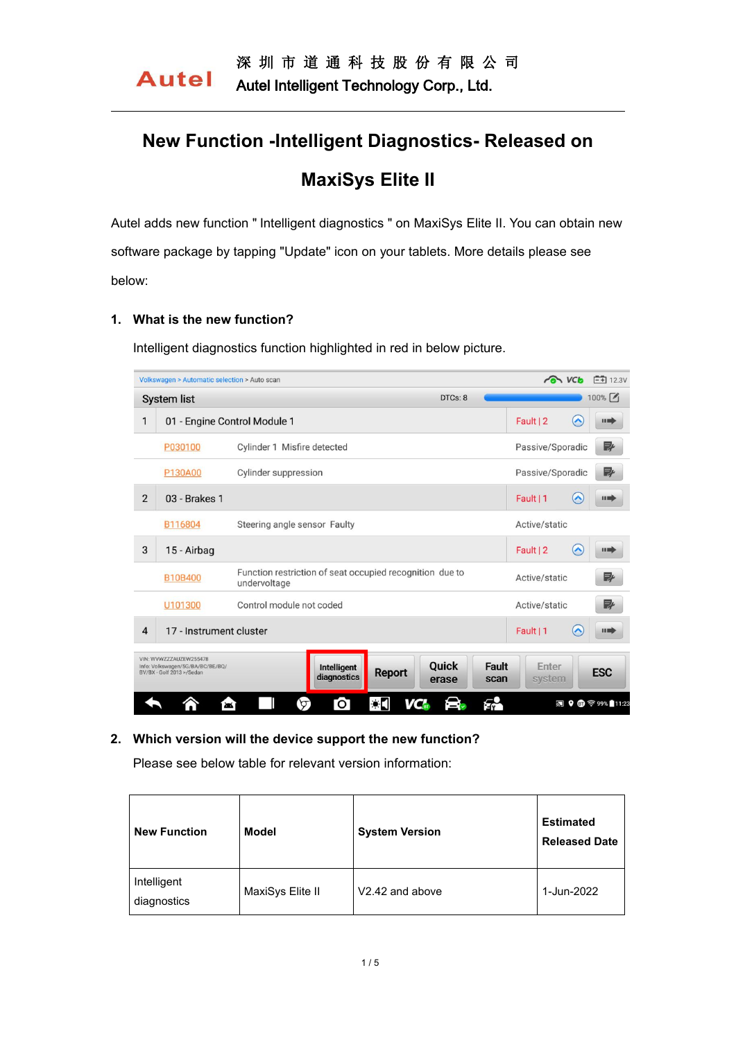# New Function -Intelligent Diagnostics- Released on MaxiSys Elite II

Autel adds new function " Intelligent diagnostics " on MaxiSys Elite II. You can obtain new software package by tapping "Update" icon on your tablets. More details please see below:

## 1. What is the new function?

Intelligent diagnostics function highlighted in red in below picture.

## 2. Which version will the device support the new function?

Please see below table for relevant version information:

| New Function | Model | System Version | Estimated Released Date |
|---|---|---|---|
| Intelligent diagnostics | MaxiSys Elite II | V2.42 and above | 1-Jun-2022 |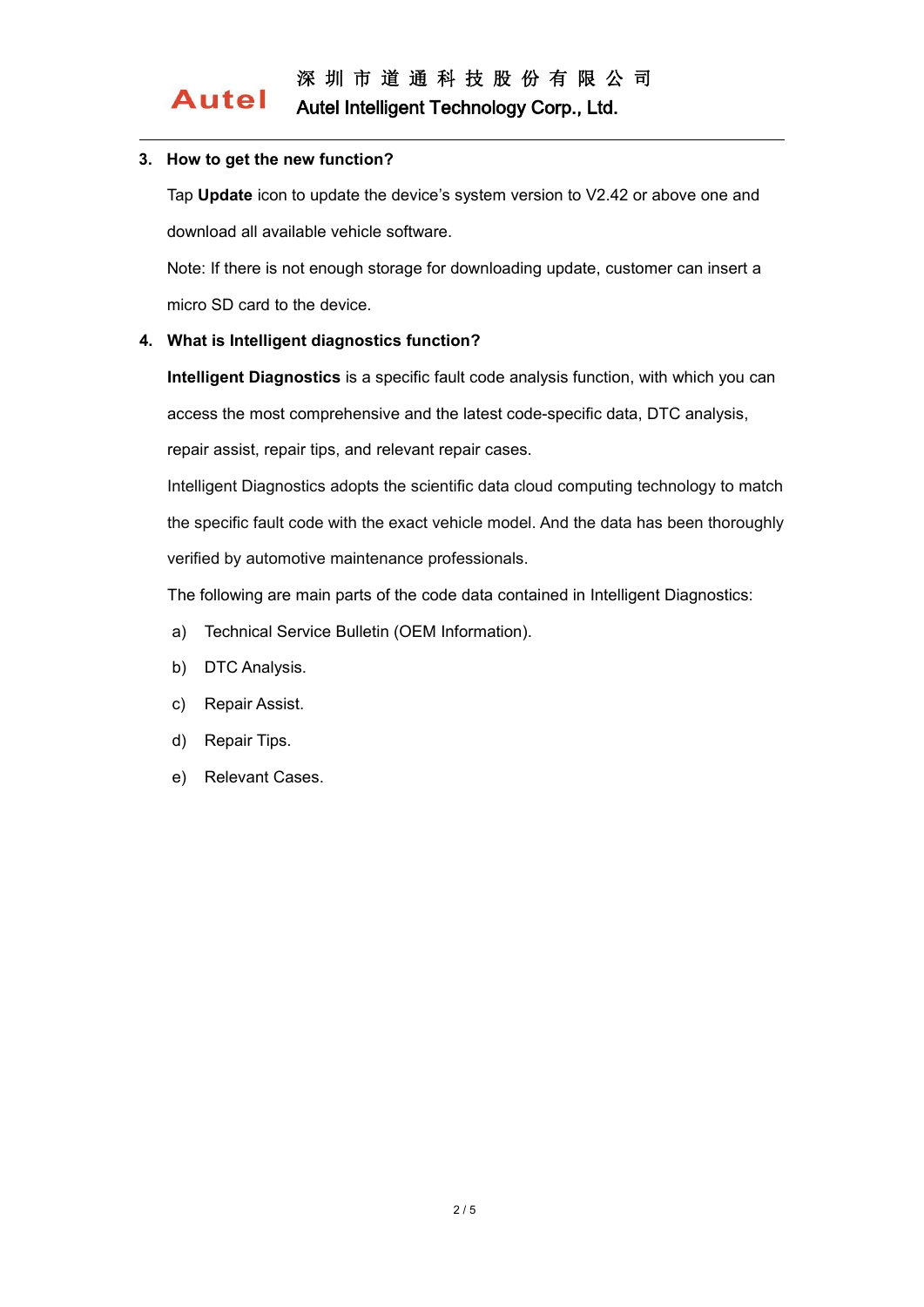**3. How to get the new function?**

Tap **Update** icon to update the device's system version to V2.42 or above one and download all available vehicle software.

Note: If there is not enough storage for downloading update, customer can insert a micro SD card to the device.

**4. What is Intelligent diagnostics function?**

**Intelligent Diagnostics** is a specific fault code analysis function, with which you can access the most comprehensive and the latest code-specific data, DTC analysis, repair assist, repair tips, and relevant repair cases.

Intelligent Diagnostics adopts the scientific data cloud computing technology to match the specific fault code with the exact vehicle model. And the data has been thoroughly verified by automotive maintenance professionals.

The following are main parts of the code data contained in Intelligent Diagnostics:

a) Technical Service Bulletin (OEM Information).

b) DTC Analysis.

c) Repair Assist.

d) Repair Tips.

e) Relevant Cases.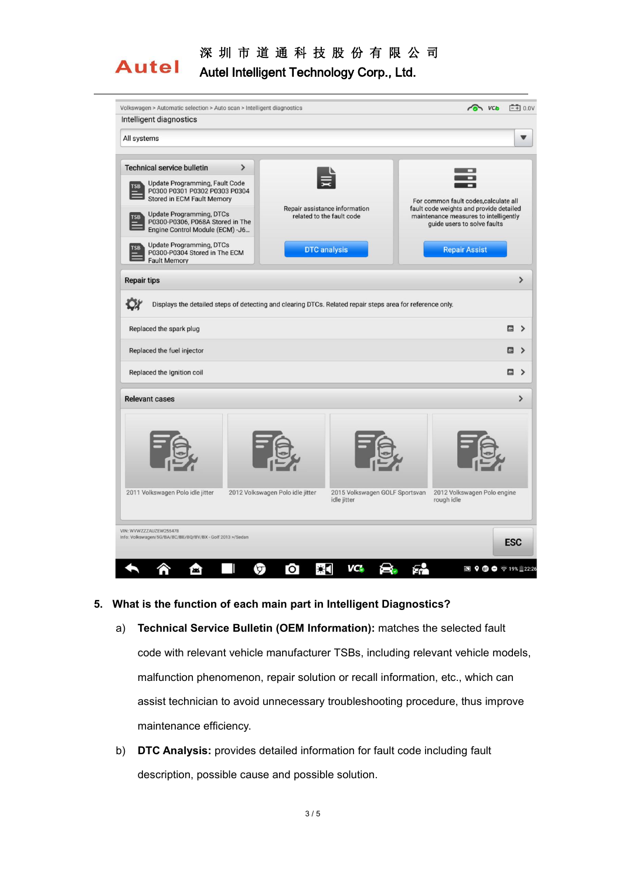5. **What is the function of each main part in Intelligent Diagnostics?**

   a) **Technical Service Bulletin (OEM Information):** matches the selected fault code with relevant vehicle manufacturer TSBs, including relevant vehicle models, malfunction phenomenon, repair solution or recall information, etc., which can assist technician to avoid unnecessary troubleshooting procedure, thus improve maintenance efficiency.

   b) **DTC Analysis:** provides detailed information for fault code including fault description, possible cause and possible solution.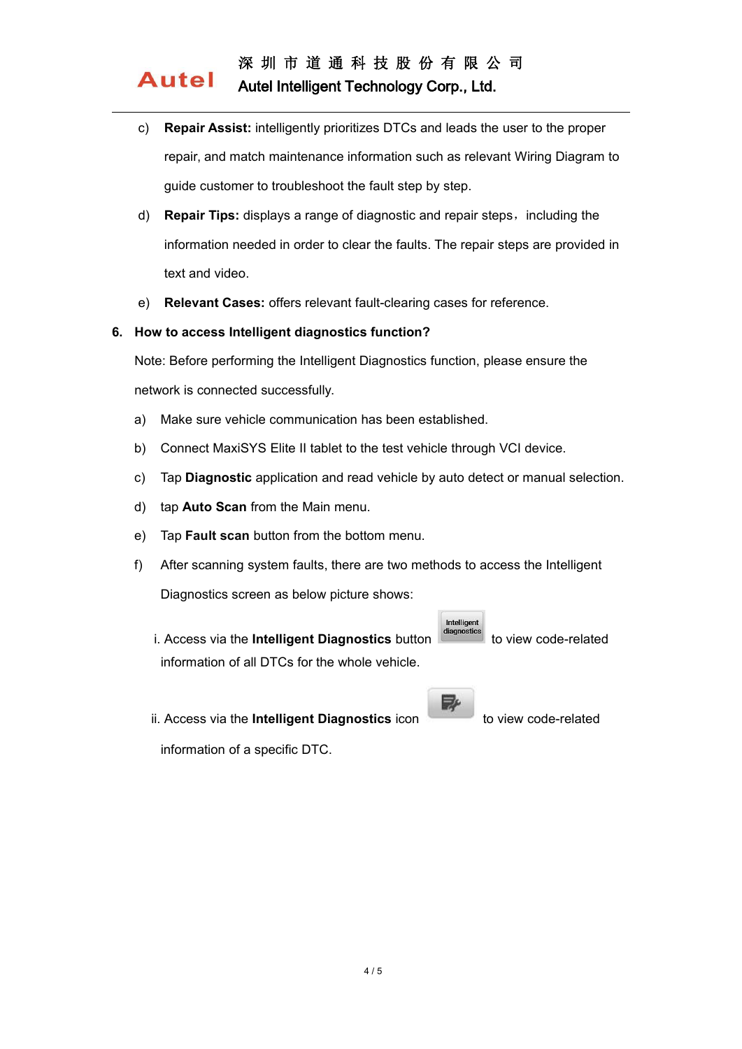c) **Repair Assist:** intelligently prioritizes DTCs and leads the user to the proper repair, and match maintenance information such as relevant Wiring Diagram to guide customer to troubleshoot the fault step by step.

d) **Repair Tips:** displays a range of diagnostic and repair steps， including the information needed in order to clear the faults. The repair steps are provided in text and video.

e) **Relevant Cases:** offers relevant fault-clearing cases for reference.

**6. How to access Intelligent diagnostics function?**

Note: Before performing the Intelligent Diagnostics function, please ensure the network is connected successfully.

a) Make sure vehicle communication has been established.

b) Connect MaxiSYS Elite II tablet to the test vehicle through VCI device.

c) Tap **Diagnostic** application and read vehicle by auto detect or manual selection.

d) tap **Auto Scan** from the Main menu.

e) Tap **Fault scan** button from the bottom menu.

f) After scanning system faults, there are two methods to access the Intelligent Diagnostics screen as below picture shows:

i. Access via the **Intelligent Diagnostics** button Intelligent diagnostics to view code-related information of all DTCs for the whole vehicle.

ii. Access via the **Intelligent Diagnostics** icon to view code-related information of a specific DTC.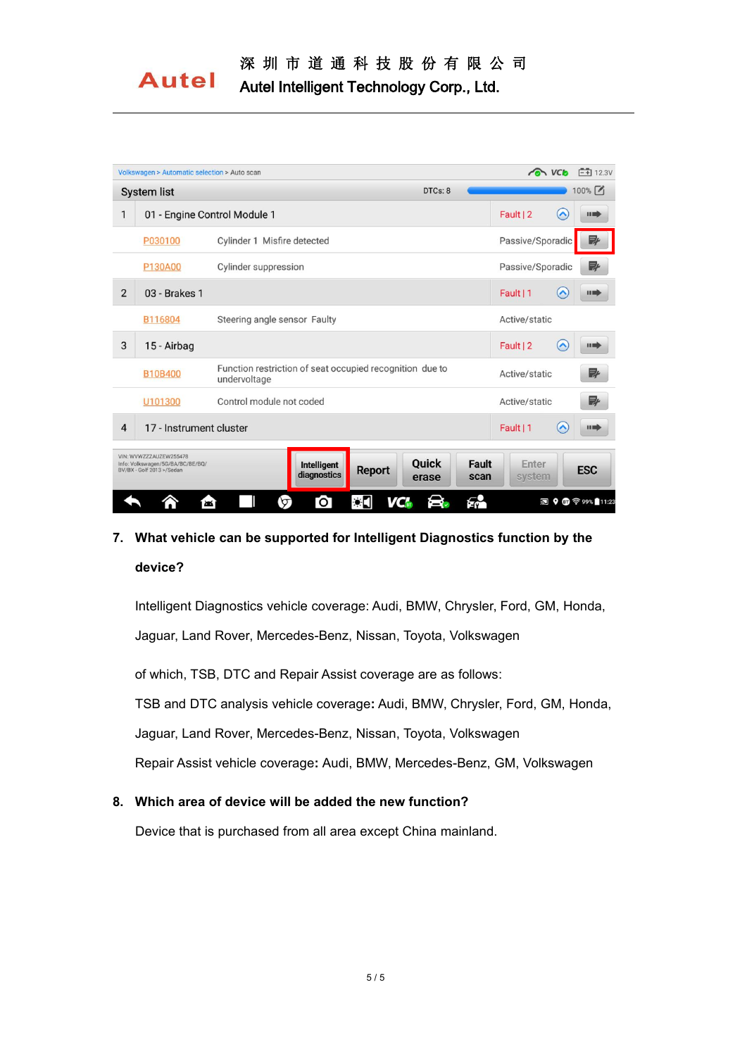7. **What vehicle can be supported for Intelligent Diagnostics function by the device?**

   Intelligent Diagnostics vehicle coverage: Audi, BMW, Chrysler, Ford, GM, Honda, Jaguar, Land Rover, Mercedes-Benz, Nissan, Toyota, Volkswagen

   of which, TSB, DTC and Repair Assist coverage are as follows:

   TSB and DTC analysis vehicle coverage**:** Audi, BMW, Chrysler, Ford, GM, Honda, Jaguar, Land Rover, Mercedes-Benz, Nissan, Toyota, Volkswagen

   Repair Assist vehicle coverage**:** Audi, BMW, Mercedes-Benz, GM, Volkswagen

8. **Which area of device will be added the new function?**

   Device that is purchased from all area except China mainland.